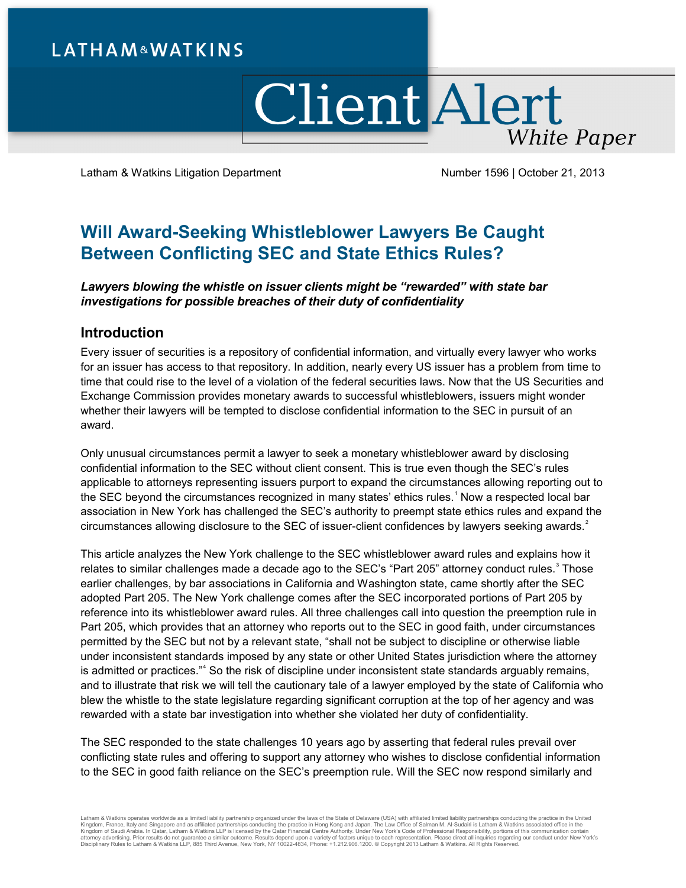LATHAM & WATKINS

# Client Alert
*White Paper*

Latham & Watkins Litigation Department — Number 1596 | October 21, 2013

# Will Award-Seeking Whistleblower Lawyers Be Caught Between Conflicting SEC and State Ethics Rules?

***Lawyers blowing the whistle on issuer clients might be "rewarded" with state bar investigations for possible breaches of their duty of confidentiality***

## Introduction

Every issuer of securities is a repository of confidential information, and virtually every lawyer who works for an issuer has access to that repository. In addition, nearly every US issuer has a problem from time to time that could rise to the level of a violation of the federal securities laws. Now that the US Securities and Exchange Commission provides monetary awards to successful whistleblowers, issuers might wonder whether their lawyers will be tempted to disclose confidential information to the SEC in pursuit of an award.

Only unusual circumstances permit a lawyer to seek a monetary whistleblower award by disclosing confidential information to the SEC without client consent. This is true even though the SEC's rules applicable to attorneys representing issuers purport to expand the circumstances allowing reporting out to the SEC beyond the circumstances recognized in many states' ethics rules.[1] Now a respected local bar association in New York has challenged the SEC's authority to preempt state ethics rules and expand the circumstances allowing disclosure to the SEC of issuer-client confidences by lawyers seeking awards.[2]

This article analyzes the New York challenge to the SEC whistleblower award rules and explains how it relates to similar challenges made a decade ago to the SEC's "Part 205" attorney conduct rules.[3] Those earlier challenges, by bar associations in California and Washington state, came shortly after the SEC adopted Part 205. The New York challenge comes after the SEC incorporated portions of Part 205 by reference into its whistleblower award rules. All three challenges call into question the preemption rule in Part 205, which provides that an attorney who reports out to the SEC in good faith, under circumstances permitted by the SEC but not by a relevant state, "shall not be subject to discipline or otherwise liable under inconsistent standards imposed by any state or other United States jurisdiction where the attorney is admitted or practices."[4] So the risk of discipline under inconsistent state standards arguably remains, and to illustrate that risk we will tell the cautionary tale of a lawyer employed by the state of California who blew the whistle to the state legislature regarding significant corruption at the top of her agency and was rewarded with a state bar investigation into whether she violated her duty of confidentiality.

The SEC responded to the state challenges 10 years ago by asserting that federal rules prevail over conflicting state rules and offering to support any attorney who wishes to disclose confidential information to the SEC in good faith reliance on the SEC's preemption rule. Will the SEC now respond similarly and

Latham & Watkins operates worldwide as a limited liability partnership organized under the laws of the State of Delaware (USA) with affiliated limited liability partnerships conducting the practice in the United Kingdom, France, Italy and Singapore and as affiliated partnerships conducting the practice in Hong Kong and Japan. The Law Office of Salman M. Al-Sudairi is Latham & Watkins associated office in the Kingdom of Saudi Arabia. In Qatar, Latham & Watkins LLP is licensed by the Qatar Financial Centre Authority. Under New York's Code of Professional Responsibility, portions of this communication contain attorney advertising. Prior results do not guarantee a similar outcome. Results depend upon a variety of factors unique to each representation. Please direct all inquiries regarding our conduct under New York's Disciplinary Rules to Latham & Watkins LLP, 885 Third Avenue, New York, NY 10022-4834, Phone: +1.212.906.1200. © Copyright 2013 Latham & Watkins. All Rights Reserved.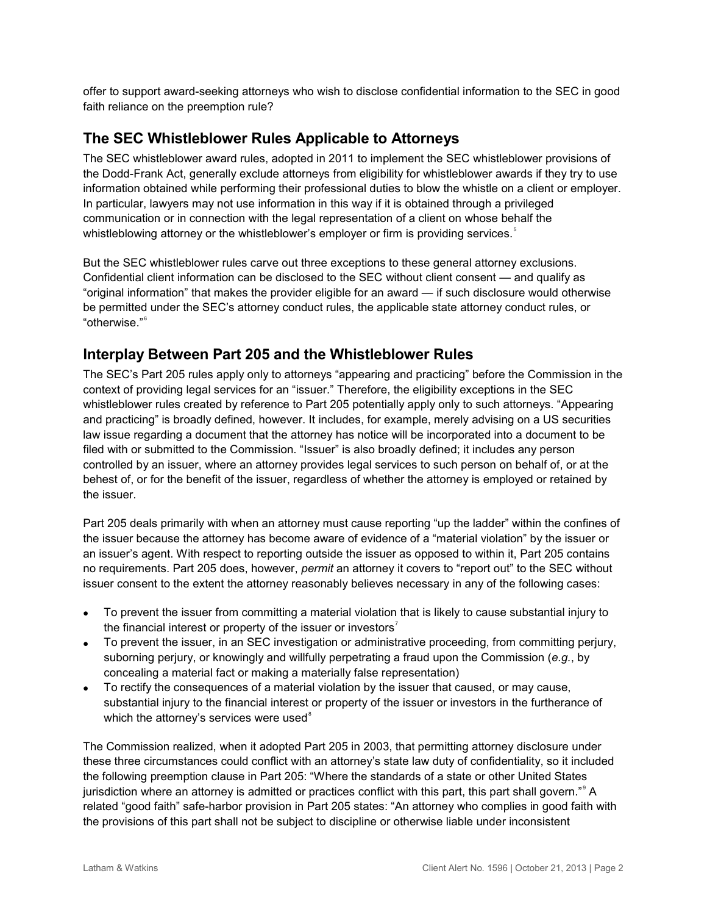offer to support award-seeking attorneys who wish to disclose confidential information to the SEC in good faith reliance on the preemption rule?

## The SEC Whistleblower Rules Applicable to Attorneys

The SEC whistleblower award rules, adopted in 2011 to implement the SEC whistleblower provisions of the Dodd-Frank Act, generally exclude attorneys from eligibility for whistleblower awards if they try to use information obtained while performing their professional duties to blow the whistle on a client or employer. In particular, lawyers may not use information in this way if it is obtained through a privileged communication or in connection with the legal representation of a client on whose behalf the whistleblowing attorney or the whistleblower's employer or firm is providing services.[5]

But the SEC whistleblower rules carve out three exceptions to these general attorney exclusions. Confidential client information can be disclosed to the SEC without client consent — and qualify as "original information" that makes the provider eligible for an award — if such disclosure would otherwise be permitted under the SEC's attorney conduct rules, the applicable state attorney conduct rules, or "otherwise."[6]

## Interplay Between Part 205 and the Whistleblower Rules

The SEC's Part 205 rules apply only to attorneys "appearing and practicing" before the Commission in the context of providing legal services for an "issuer." Therefore, the eligibility exceptions in the SEC whistleblower rules created by reference to Part 205 potentially apply only to such attorneys. "Appearing and practicing" is broadly defined, however. It includes, for example, merely advising on a US securities law issue regarding a document that the attorney has notice will be incorporated into a document to be filed with or submitted to the Commission. "Issuer" is also broadly defined; it includes any person controlled by an issuer, where an attorney provides legal services to such person on behalf of, or at the behest of, or for the benefit of the issuer, regardless of whether the attorney is employed or retained by the issuer.

Part 205 deals primarily with when an attorney must cause reporting "up the ladder" within the confines of the issuer because the attorney has become aware of evidence of a "material violation" by the issuer or an issuer's agent. With respect to reporting outside the issuer as opposed to within it, Part 205 contains no requirements. Part 205 does, however, *permit* an attorney it covers to "report out" to the SEC without issuer consent to the extent the attorney reasonably believes necessary in any of the following cases:

- To prevent the issuer from committing a material violation that is likely to cause substantial injury to the financial interest or property of the issuer or investors[7]
- To prevent the issuer, in an SEC investigation or administrative proceeding, from committing perjury, suborning perjury, or knowingly and willfully perpetrating a fraud upon the Commission (*e.g.*, by concealing a material fact or making a materially false representation)
- To rectify the consequences of a material violation by the issuer that caused, or may cause, substantial injury to the financial interest or property of the issuer or investors in the furtherance of which the attorney's services were used[8]

The Commission realized, when it adopted Part 205 in 2003, that permitting attorney disclosure under these three circumstances could conflict with an attorney's state law duty of confidentiality, so it included the following preemption clause in Part 205: "Where the standards of a state or other United States jurisdiction where an attorney is admitted or practices conflict with this part, this part shall govern."[9] A related "good faith" safe-harbor provision in Part 205 states: "An attorney who complies in good faith with the provisions of this part shall not be subject to discipline or otherwise liable under inconsistent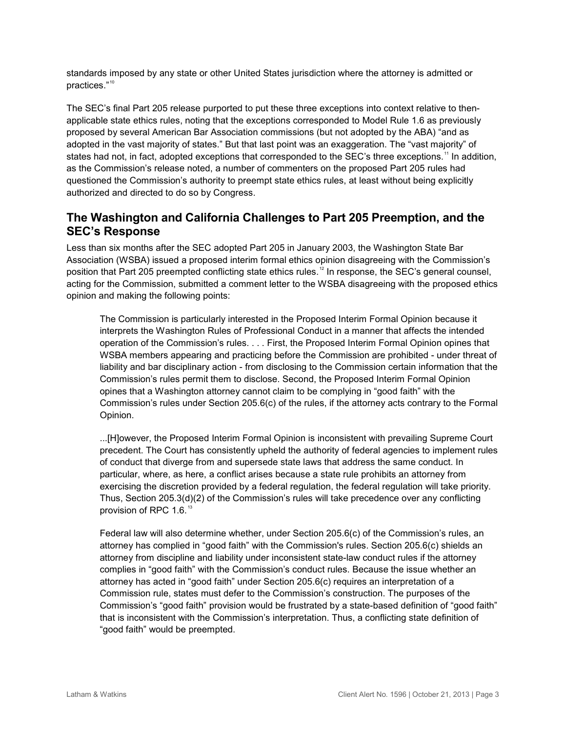standards imposed by any state or other United States jurisdiction where the attorney is admitted or practices."[10]

The SEC's final Part 205 release purported to put these three exceptions into context relative to then-applicable state ethics rules, noting that the exceptions corresponded to Model Rule 1.6 as previously proposed by several American Bar Association commissions (but not adopted by the ABA) "and as adopted in the vast majority of states." But that last point was an exaggeration. The "vast majority" of states had not, in fact, adopted exceptions that corresponded to the SEC's three exceptions.[11] In addition, as the Commission's release noted, a number of commenters on the proposed Part 205 rules had questioned the Commission's authority to preempt state ethics rules, at least without being explicitly authorized and directed to do so by Congress.

## The Washington and California Challenges to Part 205 Preemption, and the SEC's Response

Less than six months after the SEC adopted Part 205 in January 2003, the Washington State Bar Association (WSBA) issued a proposed interim formal ethics opinion disagreeing with the Commission's position that Part 205 preempted conflicting state ethics rules.[12] In response, the SEC's general counsel, acting for the Commission, submitted a comment letter to the WSBA disagreeing with the proposed ethics opinion and making the following points:

> The Commission is particularly interested in the Proposed Interim Formal Opinion because it interprets the Washington Rules of Professional Conduct in a manner that affects the intended operation of the Commission's rules. . . . First, the Proposed Interim Formal Opinion opines that WSBA members appearing and practicing before the Commission are prohibited - under threat of liability and bar disciplinary action - from disclosing to the Commission certain information that the Commission's rules permit them to disclose. Second, the Proposed Interim Formal Opinion opines that a Washington attorney cannot claim to be complying in "good faith" with the Commission's rules under Section 205.6(c) of the rules, if the attorney acts contrary to the Formal Opinion.
>
> ...[H]owever, the Proposed Interim Formal Opinion is inconsistent with prevailing Supreme Court precedent. The Court has consistently upheld the authority of federal agencies to implement rules of conduct that diverge from and supersede state laws that address the same conduct. In particular, where, as here, a conflict arises because a state rule prohibits an attorney from exercising the discretion provided by a federal regulation, the federal regulation will take priority. Thus, Section 205.3(d)(2) of the Commission's rules will take precedence over any conflicting provision of RPC 1.6.[13]
>
> Federal law will also determine whether, under Section 205.6(c) of the Commission's rules, an attorney has complied in "good faith" with the Commission's rules. Section 205.6(c) shields an attorney from discipline and liability under inconsistent state-law conduct rules if the attorney complies in "good faith" with the Commission's conduct rules. Because the issue whether an attorney has acted in "good faith" under Section 205.6(c) requires an interpretation of a Commission rule, states must defer to the Commission's construction. The purposes of the Commission's "good faith" provision would be frustrated by a state-based definition of "good faith" that is inconsistent with the Commission's interpretation. Thus, a conflicting state definition of "good faith" would be preempted.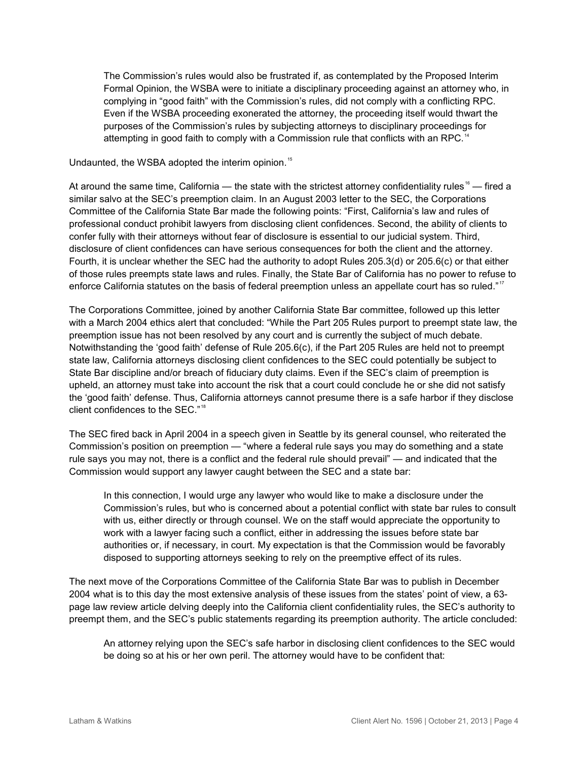> The Commission's rules would also be frustrated if, as contemplated by the Proposed Interim Formal Opinion, the WSBA were to initiate a disciplinary proceeding against an attorney who, in complying in "good faith" with the Commission's rules, did not comply with a conflicting RPC. Even if the WSBA proceeding exonerated the attorney, the proceeding itself would thwart the purposes of the Commission's rules by subjecting attorneys to disciplinary proceedings for attempting in good faith to comply with a Commission rule that conflicts with an RPC.[14]

Undaunted, the WSBA adopted the interim opinion.[15]

At around the same time, California — the state with the strictest attorney confidentiality rules[16] — fired a similar salvo at the SEC's preemption claim. In an August 2003 letter to the SEC, the Corporations Committee of the California State Bar made the following points: "First, California's law and rules of professional conduct prohibit lawyers from disclosing client confidences. Second, the ability of clients to confer fully with their attorneys without fear of disclosure is essential to our judicial system. Third, disclosure of client confidences can have serious consequences for both the client and the attorney. Fourth, it is unclear whether the SEC had the authority to adopt Rules 205.3(d) or 205.6(c) or that either of those rules preempts state laws and rules. Finally, the State Bar of California has no power to refuse to enforce California statutes on the basis of federal preemption unless an appellate court has so ruled."[17]

The Corporations Committee, joined by another California State Bar committee, followed up this letter with a March 2004 ethics alert that concluded: "While the Part 205 Rules purport to preempt state law, the preemption issue has not been resolved by any court and is currently the subject of much debate. Notwithstanding the 'good faith' defense of Rule 205.6(c), if the Part 205 Rules are held not to preempt state law, California attorneys disclosing client confidences to the SEC could potentially be subject to State Bar discipline and/or breach of fiduciary duty claims. Even if the SEC's claim of preemption is upheld, an attorney must take into account the risk that a court could conclude he or she did not satisfy the 'good faith' defense. Thus, California attorneys cannot presume there is a safe harbor if they disclose client confidences to the SEC."[18]

The SEC fired back in April 2004 in a speech given in Seattle by its general counsel, who reiterated the Commission's position on preemption — "where a federal rule says you may do something and a state rule says you may not, there is a conflict and the federal rule should prevail" — and indicated that the Commission would support any lawyer caught between the SEC and a state bar:

> In this connection, I would urge any lawyer who would like to make a disclosure under the Commission's rules, but who is concerned about a potential conflict with state bar rules to consult with us, either directly or through counsel. We on the staff would appreciate the opportunity to work with a lawyer facing such a conflict, either in addressing the issues before state bar authorities or, if necessary, in court. My expectation is that the Commission would be favorably disposed to supporting attorneys seeking to rely on the preemptive effect of its rules.

The next move of the Corporations Committee of the California State Bar was to publish in December 2004 what is to this day the most extensive analysis of these issues from the states' point of view, a 63-page law review article delving deeply into the California client confidentiality rules, the SEC's authority to preempt them, and the SEC's public statements regarding its preemption authority. The article concluded:

> An attorney relying upon the SEC's safe harbor in disclosing client confidences to the SEC would be doing so at his or her own peril. The attorney would have to be confident that: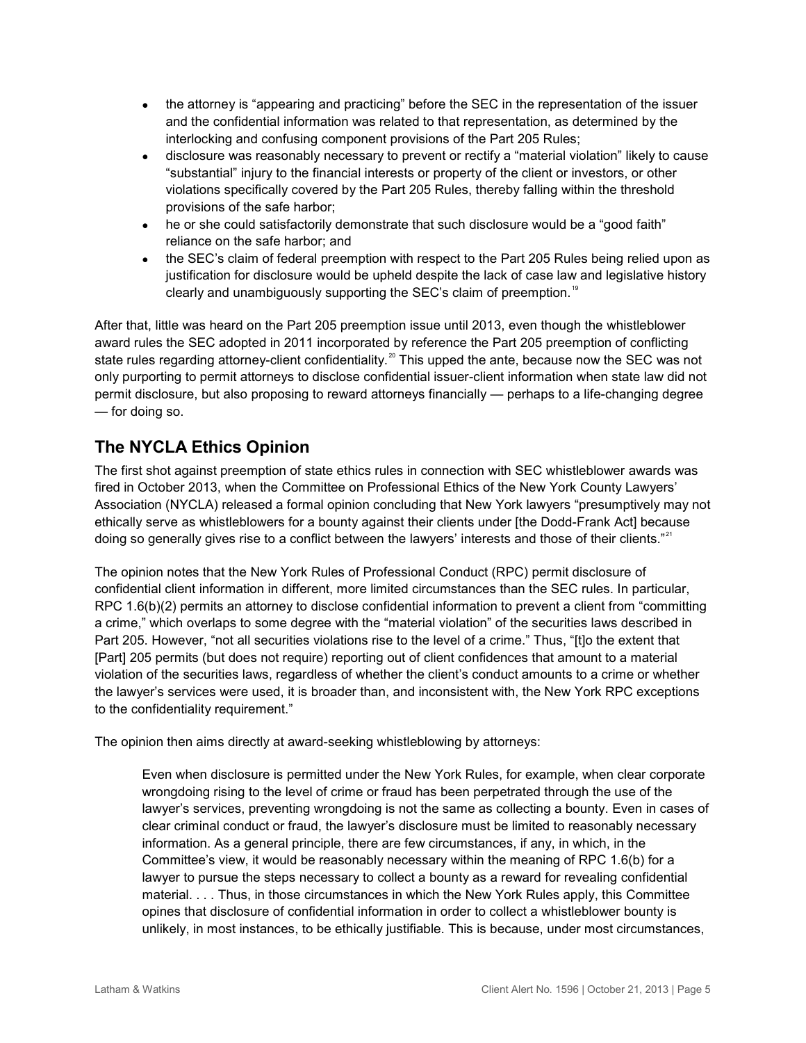- the attorney is "appearing and practicing" before the SEC in the representation of the issuer and the confidential information was related to that representation, as determined by the interlocking and confusing component provisions of the Part 205 Rules;
- disclosure was reasonably necessary to prevent or rectify a "material violation" likely to cause "substantial" injury to the financial interests or property of the client or investors, or other violations specifically covered by the Part 205 Rules, thereby falling within the threshold provisions of the safe harbor;
- he or she could satisfactorily demonstrate that such disclosure would be a "good faith" reliance on the safe harbor; and
- the SEC's claim of federal preemption with respect to the Part 205 Rules being relied upon as justification for disclosure would be upheld despite the lack of case law and legislative history clearly and unambiguously supporting the SEC's claim of preemption.[19]

After that, little was heard on the Part 205 preemption issue until 2013, even though the whistleblower award rules the SEC adopted in 2011 incorporated by reference the Part 205 preemption of conflicting state rules regarding attorney-client confidentiality.[20] This upped the ante, because now the SEC was not only purporting to permit attorneys to disclose confidential issuer-client information when state law did not permit disclosure, but also proposing to reward attorneys financially — perhaps to a life-changing degree — for doing so.

## The NYCLA Ethics Opinion

The first shot against preemption of state ethics rules in connection with SEC whistleblower awards was fired in October 2013, when the Committee on Professional Ethics of the New York County Lawyers' Association (NYCLA) released a formal opinion concluding that New York lawyers "presumptively may not ethically serve as whistleblowers for a bounty against their clients under [the Dodd-Frank Act] because doing so generally gives rise to a conflict between the lawyers' interests and those of their clients."[21]

The opinion notes that the New York Rules of Professional Conduct (RPC) permit disclosure of confidential client information in different, more limited circumstances than the SEC rules. In particular, RPC 1.6(b)(2) permits an attorney to disclose confidential information to prevent a client from "committing a crime," which overlaps to some degree with the "material violation" of the securities laws described in Part 205. However, "not all securities violations rise to the level of a crime." Thus, "[t]o the extent that [Part] 205 permits (but does not require) reporting out of client confidences that amount to a material violation of the securities laws, regardless of whether the client's conduct amounts to a crime or whether the lawyer's services were used, it is broader than, and inconsistent with, the New York RPC exceptions to the confidentiality requirement."

The opinion then aims directly at award-seeking whistleblowing by attorneys:

> Even when disclosure is permitted under the New York Rules, for example, when clear corporate wrongdoing rising to the level of crime or fraud has been perpetrated through the use of the lawyer's services, preventing wrongdoing is not the same as collecting a bounty. Even in cases of clear criminal conduct or fraud, the lawyer's disclosure must be limited to reasonably necessary information. As a general principle, there are few circumstances, if any, in which, in the Committee's view, it would be reasonably necessary within the meaning of RPC 1.6(b) for a lawyer to pursue the steps necessary to collect a bounty as a reward for revealing confidential material. . . . Thus, in those circumstances in which the New York Rules apply, this Committee opines that disclosure of confidential information in order to collect a whistleblower bounty is unlikely, in most instances, to be ethically justifiable. This is because, under most circumstances,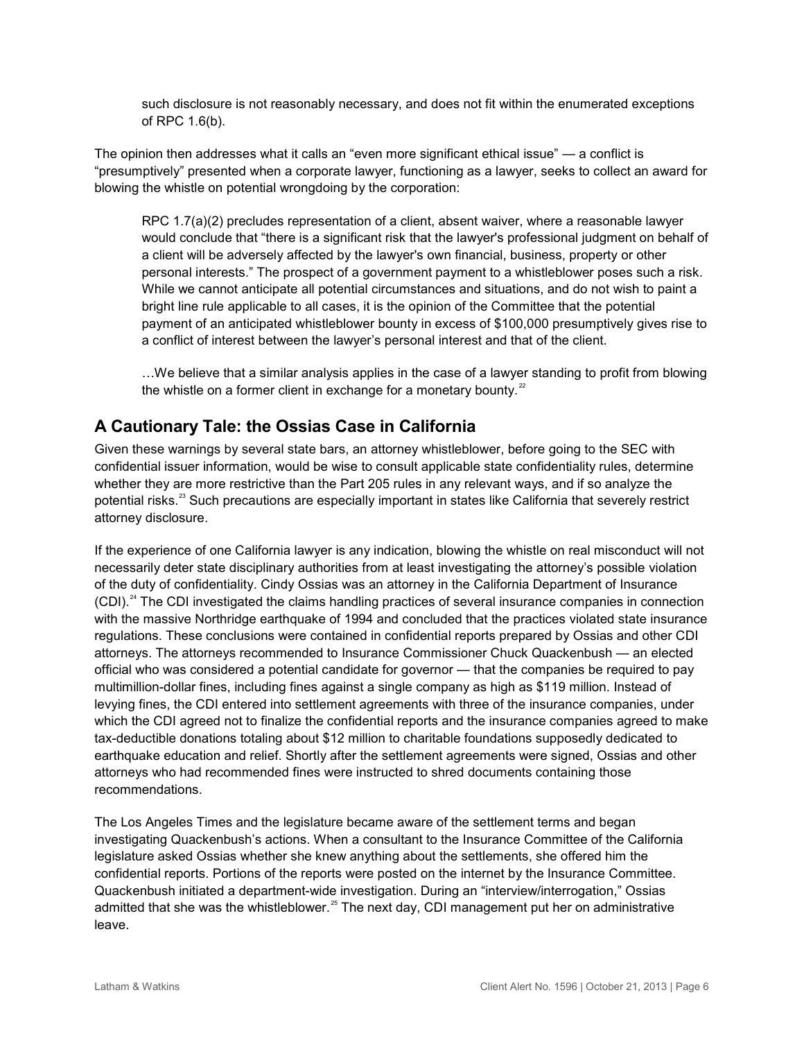such disclosure is not reasonably necessary, and does not fit within the enumerated exceptions of RPC 1.6(b).

The opinion then addresses what it calls an "even more significant ethical issue" — a conflict is "presumptively" presented when a corporate lawyer, functioning as a lawyer, seeks to collect an award for blowing the whistle on potential wrongdoing by the corporation:

> RPC 1.7(a)(2) precludes representation of a client, absent waiver, where a reasonable lawyer would conclude that "there is a significant risk that the lawyer's professional judgment on behalf of a client will be adversely affected by the lawyer's own financial, business, property or other personal interests." The prospect of a government payment to a whistleblower poses such a risk. While we cannot anticipate all potential circumstances and situations, and do not wish to paint a bright line rule applicable to all cases, it is the opinion of the Committee that the potential payment of an anticipated whistleblower bounty in excess of $100,000 presumptively gives rise to a conflict of interest between the lawyer's personal interest and that of the client.
>
> …We believe that a similar analysis applies in the case of a lawyer standing to profit from blowing the whistle on a former client in exchange for a monetary bounty.[22]

## A Cautionary Tale: the Ossias Case in California

Given these warnings by several state bars, an attorney whistleblower, before going to the SEC with confidential issuer information, would be wise to consult applicable state confidentiality rules, determine whether they are more restrictive than the Part 205 rules in any relevant ways, and if so analyze the potential risks.[23] Such precautions are especially important in states like California that severely restrict attorney disclosure.

If the experience of one California lawyer is any indication, blowing the whistle on real misconduct will not necessarily deter state disciplinary authorities from at least investigating the attorney's possible violation of the duty of confidentiality. Cindy Ossias was an attorney in the California Department of Insurance (CDI).[24] The CDI investigated the claims handling practices of several insurance companies in connection with the massive Northridge earthquake of 1994 and concluded that the practices violated state insurance regulations. These conclusions were contained in confidential reports prepared by Ossias and other CDI attorneys. The attorneys recommended to Insurance Commissioner Chuck Quackenbush — an elected official who was considered a potential candidate for governor — that the companies be required to pay multimillion-dollar fines, including fines against a single company as high as $119 million. Instead of levying fines, the CDI entered into settlement agreements with three of the insurance companies, under which the CDI agreed not to finalize the confidential reports and the insurance companies agreed to make tax-deductible donations totaling about $12 million to charitable foundations supposedly dedicated to earthquake education and relief. Shortly after the settlement agreements were signed, Ossias and other attorneys who had recommended fines were instructed to shred documents containing those recommendations.

The Los Angeles Times and the legislature became aware of the settlement terms and began investigating Quackenbush's actions. When a consultant to the Insurance Committee of the California legislature asked Ossias whether she knew anything about the settlements, she offered him the confidential reports. Portions of the reports were posted on the internet by the Insurance Committee. Quackenbush initiated a department-wide investigation. During an "interview/interrogation," Ossias admitted that she was the whistleblower.[25] The next day, CDI management put her on administrative leave.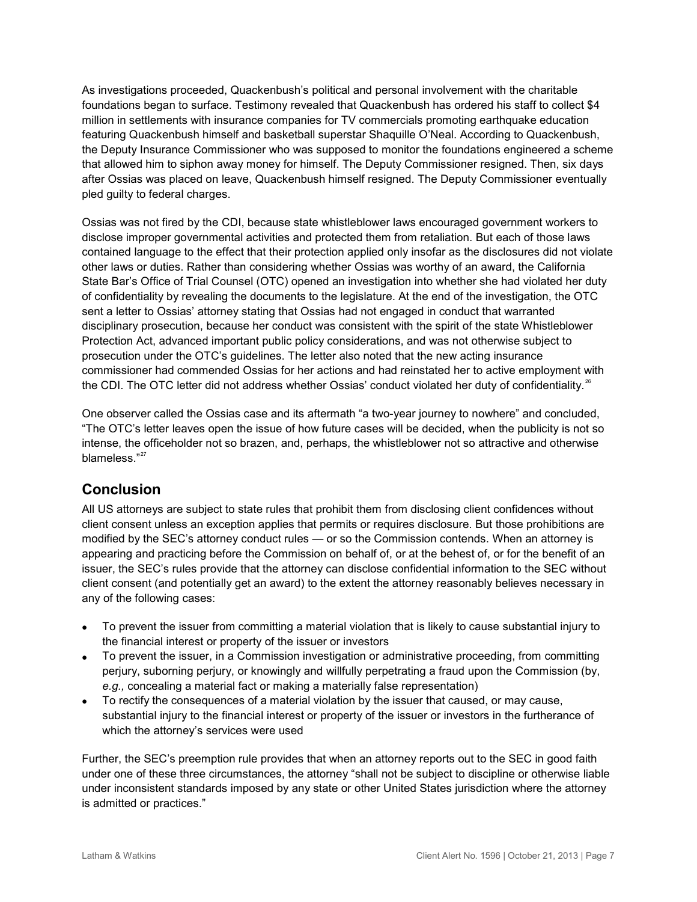As investigations proceeded, Quackenbush's political and personal involvement with the charitable foundations began to surface. Testimony revealed that Quackenbush has ordered his staff to collect $4 million in settlements with insurance companies for TV commercials promoting earthquake education featuring Quackenbush himself and basketball superstar Shaquille O'Neal. According to Quackenbush, the Deputy Insurance Commissioner who was supposed to monitor the foundations engineered a scheme that allowed him to siphon away money for himself. The Deputy Commissioner resigned. Then, six days after Ossias was placed on leave, Quackenbush himself resigned. The Deputy Commissioner eventually pled guilty to federal charges.

Ossias was not fired by the CDI, because state whistleblower laws encouraged government workers to disclose improper governmental activities and protected them from retaliation. But each of those laws contained language to the effect that their protection applied only insofar as the disclosures did not violate other laws or duties. Rather than considering whether Ossias was worthy of an award, the California State Bar's Office of Trial Counsel (OTC) opened an investigation into whether she had violated her duty of confidentiality by revealing the documents to the legislature. At the end of the investigation, the OTC sent a letter to Ossias' attorney stating that Ossias had not engaged in conduct that warranted disciplinary prosecution, because her conduct was consistent with the spirit of the state Whistleblower Protection Act, advanced important public policy considerations, and was not otherwise subject to prosecution under the OTC's guidelines. The letter also noted that the new acting insurance commissioner had commended Ossias for her actions and had reinstated her to active employment with the CDI. The OTC letter did not address whether Ossias' conduct violated her duty of confidentiality.[26]

One observer called the Ossias case and its aftermath "a two-year journey to nowhere" and concluded, "The OTC's letter leaves open the issue of how future cases will be decided, when the publicity is not so intense, the officeholder not so brazen, and, perhaps, the whistleblower not so attractive and otherwise blameless."[27]

## Conclusion

All US attorneys are subject to state rules that prohibit them from disclosing client confidences without client consent unless an exception applies that permits or requires disclosure. But those prohibitions are modified by the SEC's attorney conduct rules — or so the Commission contends. When an attorney is appearing and practicing before the Commission on behalf of, or at the behest of, or for the benefit of an issuer, the SEC's rules provide that the attorney can disclose confidential information to the SEC without client consent (and potentially get an award) to the extent the attorney reasonably believes necessary in any of the following cases:

- To prevent the issuer from committing a material violation that is likely to cause substantial injury to the financial interest or property of the issuer or investors
- To prevent the issuer, in a Commission investigation or administrative proceeding, from committing perjury, suborning perjury, or knowingly and willfully perpetrating a fraud upon the Commission (by, *e.g.,* concealing a material fact or making a materially false representation)
- To rectify the consequences of a material violation by the issuer that caused, or may cause, substantial injury to the financial interest or property of the issuer or investors in the furtherance of which the attorney's services were used

Further, the SEC's preemption rule provides that when an attorney reports out to the SEC in good faith under one of these three circumstances, the attorney "shall not be subject to discipline or otherwise liable under inconsistent standards imposed by any state or other United States jurisdiction where the attorney is admitted or practices."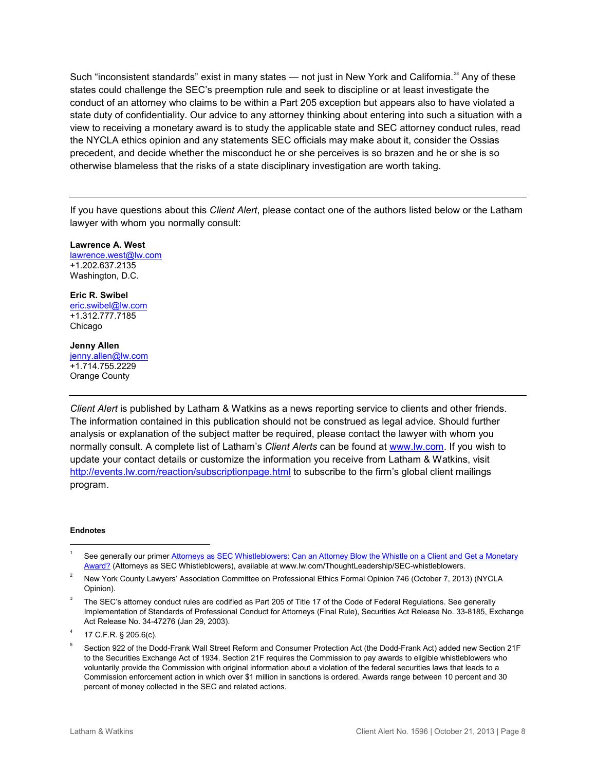Such "inconsistent standards" exist in many states — not just in New York and California.[28] Any of these states could challenge the SEC's preemption rule and seek to discipline or at least investigate the conduct of an attorney who claims to be within a Part 205 exception but appears also to have violated a state duty of confidentiality. Our advice to any attorney thinking about entering into such a situation with a view to receiving a monetary award is to study the applicable state and SEC attorney conduct rules, read the NYCLA ethics opinion and any statements SEC officials may make about it, consider the Ossias precedent, and decide whether the misconduct he or she perceives is so brazen and he or she is so otherwise blameless that the risks of a state disciplinary investigation are worth taking.

---

If you have questions about this *Client Alert*, please contact one of the authors listed below or the Latham lawyer with whom you normally consult:

**Lawrence A. West**
lawrence.west@lw.com
+1.202.637.2135
Washington, D.C.

**Eric R. Swibel**
eric.swibel@lw.com
+1.312.777.7185
Chicago

**Jenny Allen**
jenny.allen@lw.com
+1.714.755.2229
Orange County

---

*Client Alert* is published by Latham & Watkins as a news reporting service to clients and other friends. The information contained in this publication should not be construed as legal advice. Should further analysis or explanation of the subject matter be required, please contact the lawyer with whom you normally consult. A complete list of Latham's *Client Alerts* can be found at www.lw.com. If you wish to update your contact details or customize the information you receive from Latham & Watkins, visit http://events.lw.com/reaction/subscriptionpage.html to subscribe to the firm's global client mailings program.

**Endnotes**

[1] See generally our primer Attorneys as SEC Whistleblowers: Can an Attorney Blow the Whistle on a Client and Get a Monetary Award? (Attorneys as SEC Whistleblowers), available at www.lw.com/ThoughtLeadership/SEC-whistleblowers.

[2] New York County Lawyers' Association Committee on Professional Ethics Formal Opinion 746 (October 7, 2013) (NYCLA Opinion).

[3] The SEC's attorney conduct rules are codified as Part 205 of Title 17 of the Code of Federal Regulations. See generally Implementation of Standards of Professional Conduct for Attorneys (Final Rule), Securities Act Release No. 33-8185, Exchange Act Release No. 34-47276 (Jan 29, 2003).

[4] 17 C.F.R. § 205.6(c).

[5] Section 922 of the Dodd-Frank Wall Street Reform and Consumer Protection Act (the Dodd-Frank Act) added new Section 21F to the Securities Exchange Act of 1934. Section 21F requires the Commission to pay awards to eligible whistleblowers who voluntarily provide the Commission with original information about a violation of the federal securities laws that leads to a Commission enforcement action in which over $1 million in sanctions is ordered. Awards range between 10 percent and 30 percent of money collected in the SEC and related actions.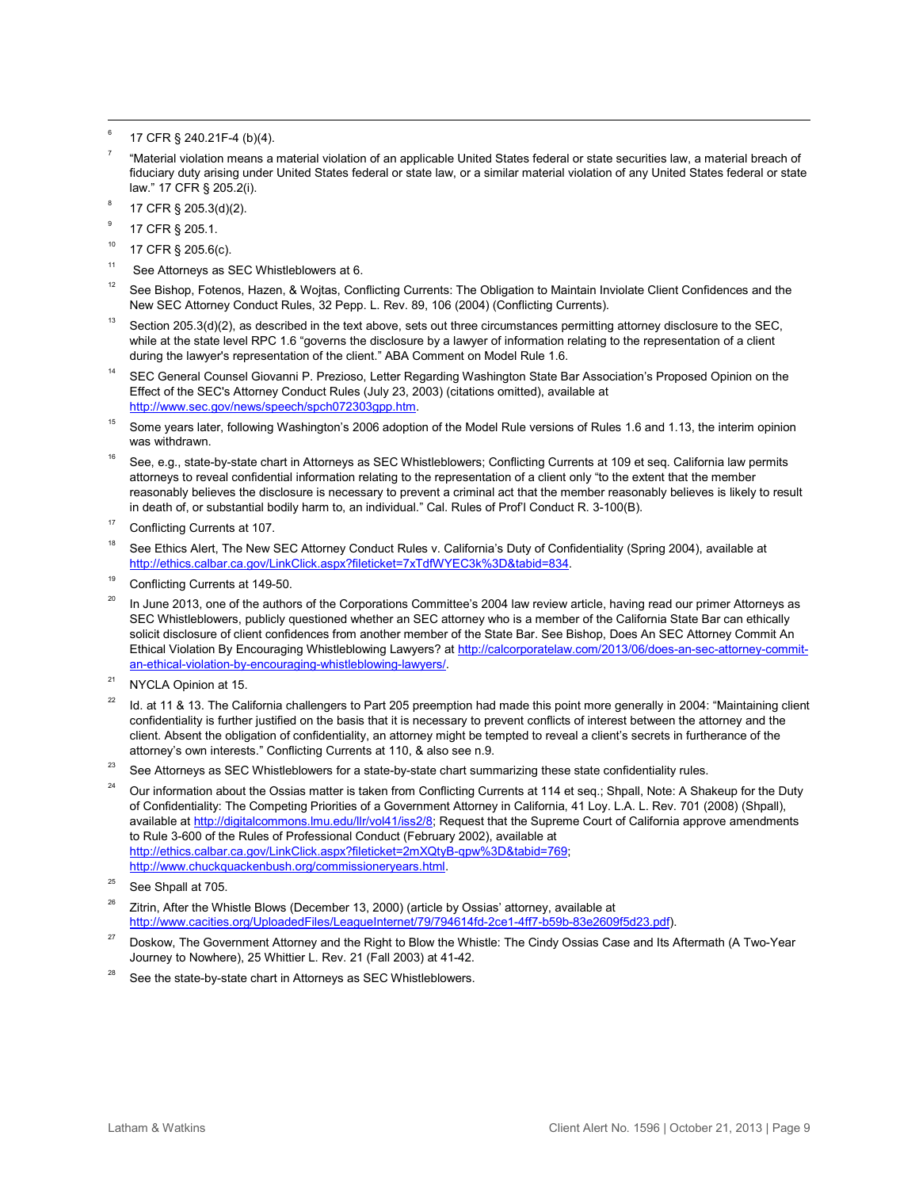[6] 17 CFR § 240.21F-4 (b)(4).

[7] "Material violation means a material violation of an applicable United States federal or state securities law, a material breach of fiduciary duty arising under United States federal or state law, or a similar material violation of any United States federal or state law." 17 CFR § 205.2(i).

[8] 17 CFR § 205.3(d)(2).

[9] 17 CFR § 205.1.

[10] 17 CFR § 205.6(c).

[11] See Attorneys as SEC Whistleblowers at 6.

[12] See Bishop, Fotenos, Hazen, & Wojtas, Conflicting Currents: The Obligation to Maintain Inviolate Client Confidences and the New SEC Attorney Conduct Rules, 32 Pepp. L. Rev. 89, 106 (2004) (Conflicting Currents).

[13] Section 205.3(d)(2), as described in the text above, sets out three circumstances permitting attorney disclosure to the SEC, while at the state level RPC 1.6 "governs the disclosure by a lawyer of information relating to the representation of a client during the lawyer's representation of the client." ABA Comment on Model Rule 1.6.

[14] SEC General Counsel Giovanni P. Prezioso, Letter Regarding Washington State Bar Association's Proposed Opinion on the Effect of the SEC's Attorney Conduct Rules (July 23, 2003) (citations omitted), available at http://www.sec.gov/news/speech/spch072303gpp.htm.

[15] Some years later, following Washington's 2006 adoption of the Model Rule versions of Rules 1.6 and 1.13, the interim opinion was withdrawn.

[16] See, e.g., state-by-state chart in Attorneys as SEC Whistleblowers; Conflicting Currents at 109 et seq. California law permits attorneys to reveal confidential information relating to the representation of a client only "to the extent that the member reasonably believes the disclosure is necessary to prevent a criminal act that the member reasonably believes is likely to result in death of, or substantial bodily harm to, an individual." Cal. Rules of Prof'l Conduct R. 3-100(B).

[17] Conflicting Currents at 107.

[18] See Ethics Alert, The New SEC Attorney Conduct Rules v. California's Duty of Confidentiality (Spring 2004), available at http://ethics.calbar.ca.gov/LinkClick.aspx?fileticket=7xTdfWYEC3k%3D&tabid=834.

[19] Conflicting Currents at 149-50.

[20] In June 2013, one of the authors of the Corporations Committee's 2004 law review article, having read our primer Attorneys as SEC Whistleblowers, publicly questioned whether an SEC attorney who is a member of the California State Bar can ethically solicit disclosure of client confidences from another member of the State Bar. See Bishop, Does An SEC Attorney Commit An Ethical Violation By Encouraging Whistleblowing Lawyers? at http://calcorporatelaw.com/2013/06/does-an-sec-attorney-commit-an-ethical-violation-by-encouraging-whistleblowing-lawyers/.

[21] NYCLA Opinion at 15.

[22] Id. at 11 & 13. The California challengers to Part 205 preemption had made this point more generally in 2004: "Maintaining client confidentiality is further justified on the basis that it is necessary to prevent conflicts of interest between the attorney and the client. Absent the obligation of confidentiality, an attorney might be tempted to reveal a client's secrets in furtherance of the attorney's own interests." Conflicting Currents at 110, & also see n.9.

[23] See Attorneys as SEC Whistleblowers for a state-by-state chart summarizing these state confidentiality rules.

[24] Our information about the Ossias matter is taken from Conflicting Currents at 114 et seq.; Shpall, Note: A Shakeup for the Duty of Confidentiality: The Competing Priorities of a Government Attorney in California, 41 Loy. L.A. L. Rev. 701 (2008) (Shpall), available at http://digitalcommons.lmu.edu/llr/vol41/iss2/8; Request that the Supreme Court of California approve amendments to Rule 3-600 of the Rules of Professional Conduct (February 2002), available at http://ethics.calbar.ca.gov/LinkClick.aspx?fileticket=2mXQtyB-qpw%3D&tabid=769; http://www.chuckquackenbush.org/commissioneryears.html.

[25] See Shpall at 705.

[26] Zitrin, After the Whistle Blows (December 13, 2000) (article by Ossias' attorney, available at http://www.cacities.org/UploadedFiles/LeagueInternet/79/794614fd-2ce1-4ff7-b59b-83e2609f5d23.pdf).

[27] Doskow, The Government Attorney and the Right to Blow the Whistle: The Cindy Ossias Case and Its Aftermath (A Two-Year Journey to Nowhere), 25 Whittier L. Rev. 21 (Fall 2003) at 41-42.

[28] See the state-by-state chart in Attorneys as SEC Whistleblowers.